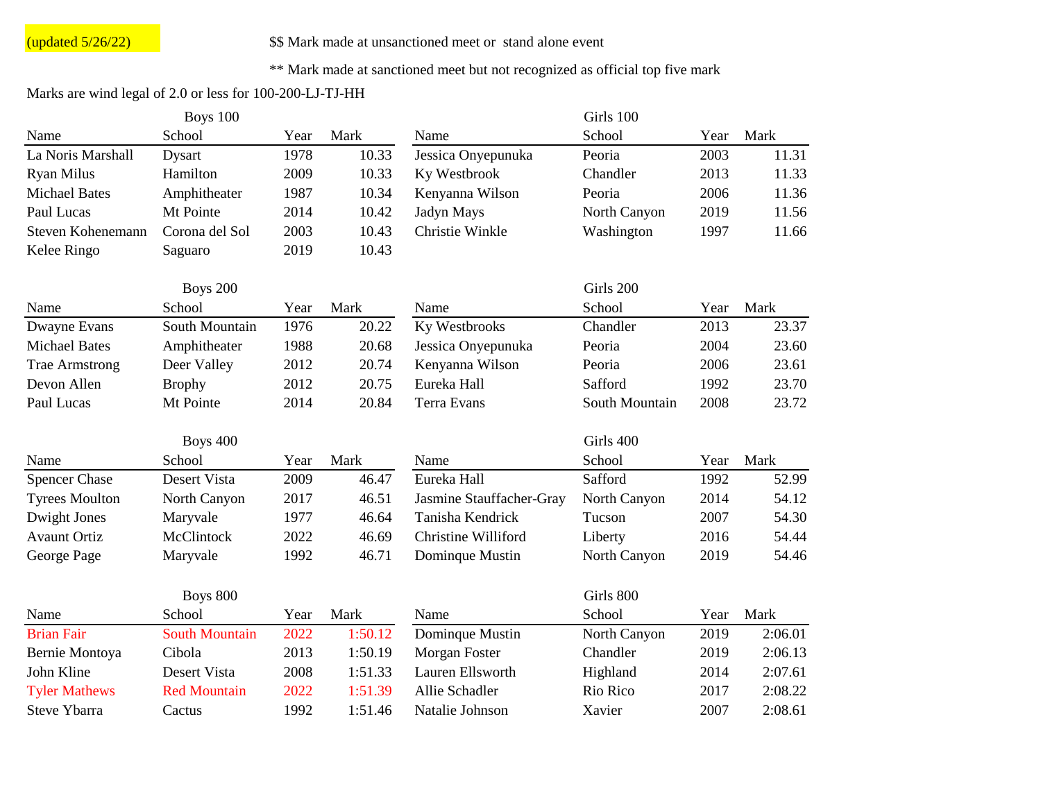(updated 5/26/22)

$$ Mark made at unsanctioned meet or stand alone event

** Mark made at sanctioned meet but not recognized as official top five mark

Marks are wind legal of 2.0 or less for 100-200-LJ-TJ-HH

### Boys 100

| Name | School | Year | Mark |
|---|---|---|---|
| La Noris Marshall | Dysart | 1978 | 10.33 |
| Ryan Milus | Hamilton | 2009 | 10.33 |
| Michael Bates | Amphitheater | 1987 | 10.34 |
| Paul Lucas | Mt Pointe | 2014 | 10.42 |
| Steven Kohenemann | Corona del Sol | 2003 | 10.43 |
| Kelee Ringo | Saguaro | 2019 | 10.43 |

### Girls 100

| Name | School | Year | Mark |
|---|---|---|---|
| Jessica Onyepunuka | Peoria | 2003 | 11.31 |
| Ky Westbrook | Chandler | 2013 | 11.33 |
| Kenyanna Wilson | Peoria | 2006 | 11.36 |
| Jadyn Mays | North Canyon | 2019 | 11.56 |
| Christie Winkle | Washington | 1997 | 11.66 |

### Boys 200

| Name | School | Year | Mark |
|---|---|---|---|
| Dwayne Evans | South Mountain | 1976 | 20.22 |
| Michael Bates | Amphitheater | 1988 | 20.68 |
| Trae Armstrong | Deer Valley | 2012 | 20.74 |
| Devon Allen | Brophy | 2012 | 20.75 |
| Paul Lucas | Mt Pointe | 2014 | 20.84 |

### Girls 200

| Name | School | Year | Mark |
|---|---|---|---|
| Ky Westbrooks | Chandler | 2013 | 23.37 |
| Jessica Onyepunuka | Peoria | 2004 | 23.60 |
| Kenyanna Wilson | Peoria | 2006 | 23.61 |
| Eureka Hall | Safford | 1992 | 23.70 |
| Terra Evans | South Mountain | 2008 | 23.72 |

### Boys 400

| Name | School | Year | Mark |
|---|---|---|---|
| Spencer Chase | Desert Vista | 2009 | 46.47 |
| Tyrees Moulton | North Canyon | 2017 | 46.51 |
| Dwight Jones | Maryvale | 1977 | 46.64 |
| Avaunt Ortiz | McClintock | 2022 | 46.69 |
| George Page | Maryvale | 1992 | 46.71 |

### Girls 400

| Name | School | Year | Mark |
|---|---|---|---|
| Eureka Hall | Safford | 1992 | 52.99 |
| Jasmine Stauffacher-Gray | North Canyon | 2014 | 54.12 |
| Tanisha Kendrick | Tucson | 2007 | 54.30 |
| Christine Williford | Liberty | 2016 | 54.44 |
| Dominque Mustin | North Canyon | 2019 | 54.46 |

### Boys 800

| Name | School | Year | Mark |
|---|---|---|---|
| Brian Fair | South Mountain | 2022 | 1:50.12 |
| Bernie Montoya | Cibola | 2013 | 1:50.19 |
| John Kline | Desert Vista | 2008 | 1:51.33 |
| Tyler Mathews | Red Mountain | 2022 | 1:51.39 |
| Steve Ybarra | Cactus | 1992 | 1:51.46 |

### Girls 800

| Name | School | Year | Mark |
|---|---|---|---|
| Dominque Mustin | North Canyon | 2019 | 2:06.01 |
| Morgan Foster | Chandler | 2019 | 2:06.13 |
| Lauren Ellsworth | Highland | 2014 | 2:07.61 |
| Allie Schadler | Rio Rico | 2017 | 2:08.22 |
| Natalie Johnson | Xavier | 2007 | 2:08.61 |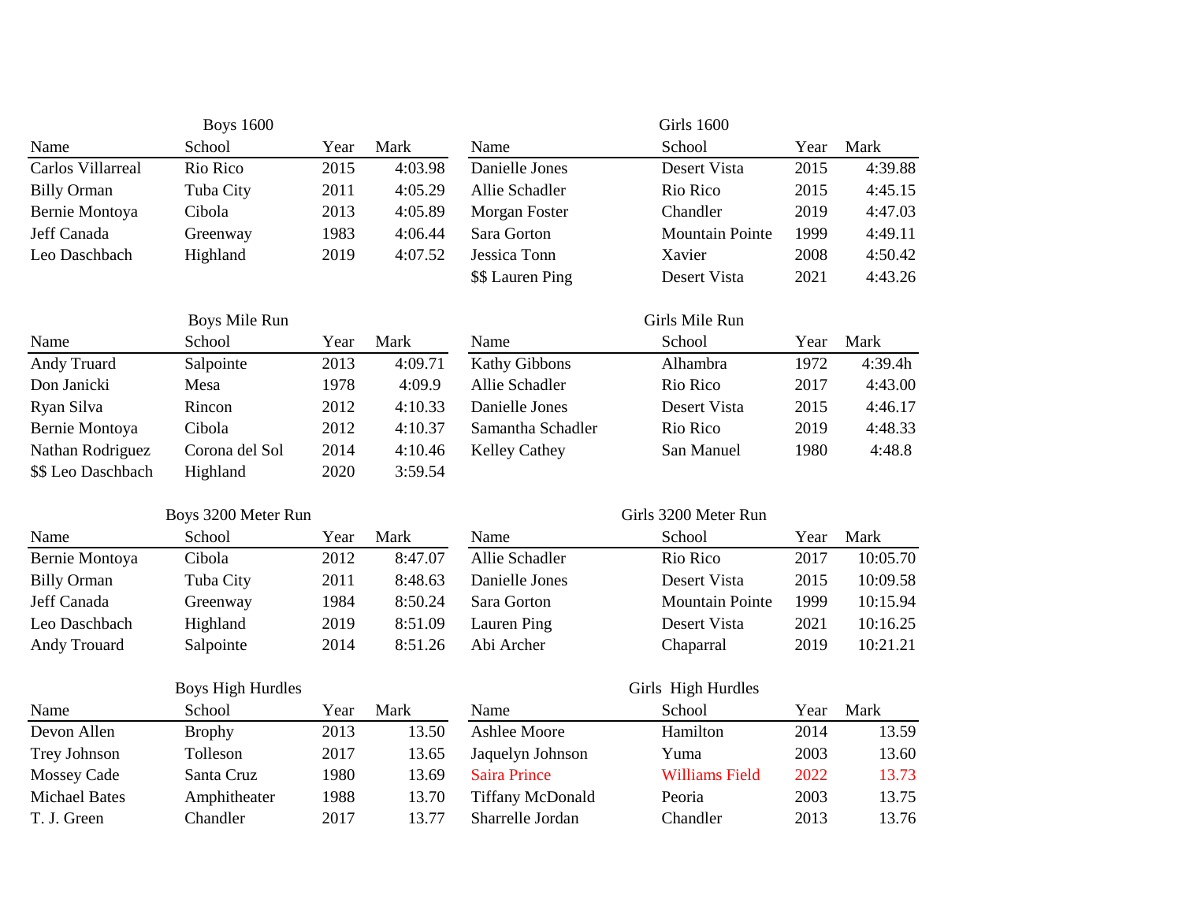### Boys 1600

| Name | School | Year | Mark |
|---|---|---|---|
| Carlos Villarreal | Rio Rico | 2015 | 4:03.98 |
| Billy Orman | Tuba City | 2011 | 4:05.29 |
| Bernie Montoya | Cibola | 2013 | 4:05.89 |
| Jeff Canada | Greenway | 1983 | 4:06.44 |
| Leo Daschbach | Highland | 2019 | 4:07.52 |

### Girls 1600

| Name | School | Year | Mark |
|---|---|---|---|
| Danielle Jones | Desert Vista | 2015 | 4:39.88 |
| Allie Schadler | Rio Rico | 2015 | 4:45.15 |
| Morgan Foster | Chandler | 2019 | 4:47.03 |
| Sara Gorton | Mountain Pointe | 1999 | 4:49.11 |
| Jessica Tonn | Xavier | 2008 | 4:50.42 |
| $$ Lauren Ping | Desert Vista | 2021 | 4:43.26 |

### Boys Mile Run

| Name | School | Year | Mark |
|---|---|---|---|
| Andy Truard | Salpointe | 2013 | 4:09.71 |
| Don Janicki | Mesa | 1978 | 4:09.9 |
| Ryan Silva | Rincon | 2012 | 4:10.33 |
| Bernie Montoya | Cibola | 2012 | 4:10.37 |
| Nathan Rodriguez | Corona del Sol | 2014 | 4:10.46 |
| $$ Leo Daschbach | Highland | 2020 | 3:59.54 |

### Girls Mile Run

| Name | School | Year | Mark |
|---|---|---|---|
| Kathy Gibbons | Alhambra | 1972 | 4:39.4h |
| Allie Schadler | Rio Rico | 2017 | 4:43.00 |
| Danielle Jones | Desert Vista | 2015 | 4:46.17 |
| Samantha Schadler | Rio Rico | 2019 | 4:48.33 |
| Kelley Cathey | San Manuel | 1980 | 4:48.8 |

### Boys 3200 Meter Run

| Name | School | Year | Mark |
|---|---|---|---|
| Bernie Montoya | Cibola | 2012 | 8:47.07 |
| Billy Orman | Tuba City | 2011 | 8:48.63 |
| Jeff Canada | Greenway | 1984 | 8:50.24 |
| Leo Daschbach | Highland | 2019 | 8:51.09 |
| Andy Trouard | Salpointe | 2014 | 8:51.26 |

### Girls 3200 Meter Run

| Name | School | Year | Mark |
|---|---|---|---|
| Allie Schadler | Rio Rico | 2017 | 10:05.70 |
| Danielle Jones | Desert Vista | 2015 | 10:09.58 |
| Sara Gorton | Mountain Pointe | 1999 | 10:15.94 |
| Lauren Ping | Desert Vista | 2021 | 10:16.25 |
| Abi Archer | Chaparral | 2019 | 10:21.21 |

### Boys High Hurdles

| Name | School | Year | Mark |
|---|---|---|---|
| Devon Allen | Brophy | 2013 | 13.50 |
| Trey Johnson | Tolleson | 2017 | 13.65 |
| Mossey Cade | Santa Cruz | 1980 | 13.69 |
| Michael Bates | Amphitheater | 1988 | 13.70 |
| T. J. Green | Chandler | 2017 | 13.77 |

### Girls High Hurdles

| Name | School | Year | Mark |
|---|---|---|---|
| Ashlee Moore | Hamilton | 2014 | 13.59 |
| Jaquelyn Johnson | Yuma | 2003 | 13.60 |
| Saira Prince | Williams Field | 2022 | 13.73 |
| Tiffany McDonald | Peoria | 2003 | 13.75 |
| Sharrelle Jordan | Chandler | 2013 | 13.76 |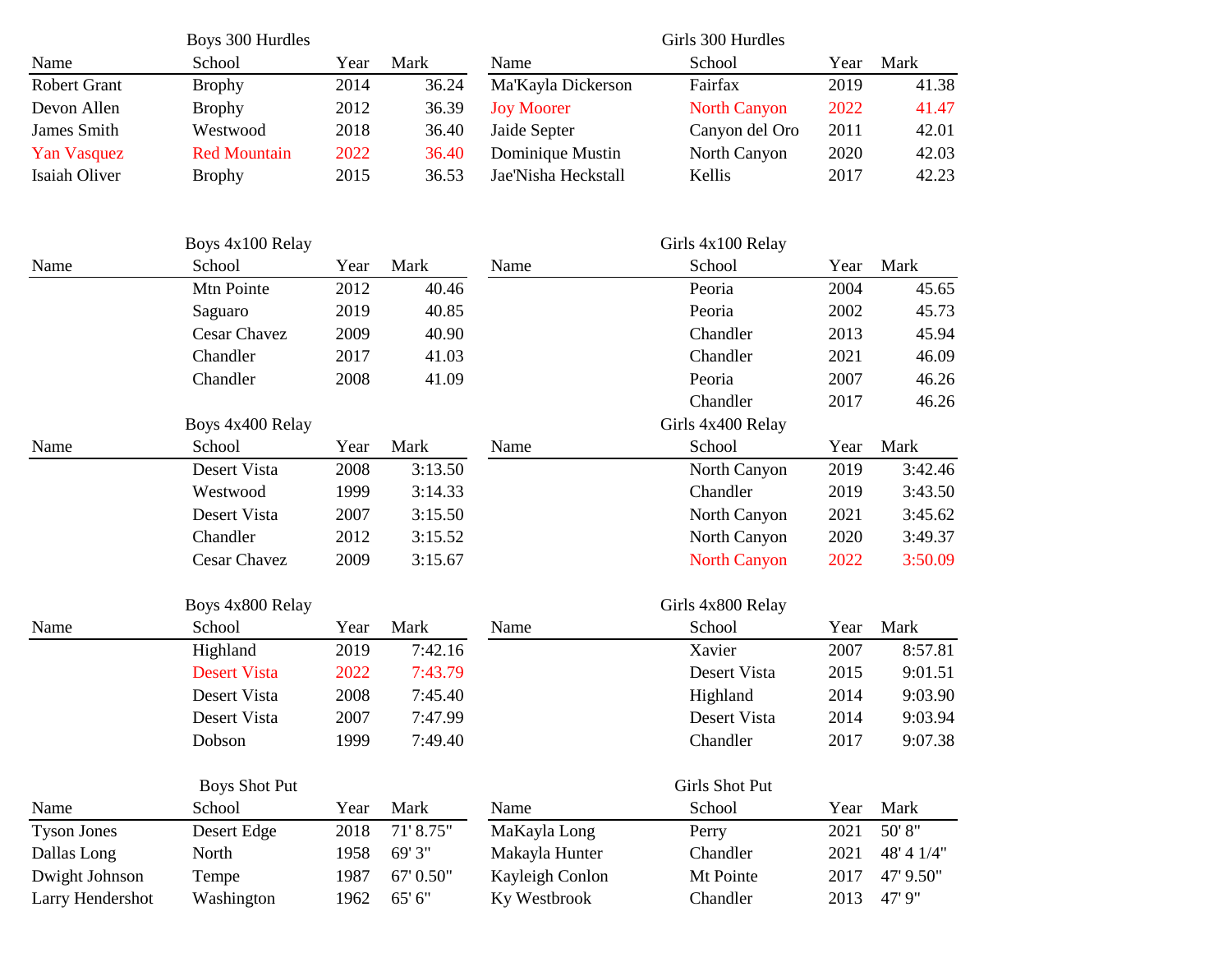### Boys 300 Hurdles

| Name | School | Year | Mark |
|---|---|---|---|
| Robert Grant | Brophy | 2014 | 36.24 |
| Devon Allen | Brophy | 2012 | 36.39 |
| James Smith | Westwood | 2018 | 36.40 |
| Yan Vasquez | Red Mountain | 2022 | 36.40 |
| Isaiah Oliver | Brophy | 2015 | 36.53 |

### Girls 300 Hurdles

| Name | School | Year | Mark |
|---|---|---|---|
| Ma'Kayla Dickerson | Fairfax | 2019 | 41.38 |
| Joy Moorer | North Canyon | 2022 | 41.47 |
| Jaide Septer | Canyon del Oro | 2011 | 42.01 |
| Dominique Mustin | North Canyon | 2020 | 42.03 |
| Jae'Nisha Heckstall | Kellis | 2017 | 42.23 |

### Boys 4x100 Relay

| Name | School | Year | Mark |
|---|---|---|---|
| | Mtn Pointe | 2012 | 40.46 |
| | Saguaro | 2019 | 40.85 |
| | Cesar Chavez | 2009 | 40.90 |
| | Chandler | 2017 | 41.03 |
| | Chandler | 2008 | 41.09 |

### Girls 4x100 Relay

| Name | School | Year | Mark |
|---|---|---|---|
| | Peoria | 2004 | 45.65 |
| | Peoria | 2002 | 45.73 |
| | Chandler | 2013 | 45.94 |
| | Chandler | 2021 | 46.09 |
| | Peoria | 2007 | 46.26 |
| | Chandler | 2017 | 46.26 |

### Boys 4x400 Relay

| Name | School | Year | Mark |
|---|---|---|---|
| | Desert Vista | 2008 | 3:13.50 |
| | Westwood | 1999 | 3:14.33 |
| | Desert Vista | 2007 | 3:15.50 |
| | Chandler | 2012 | 3:15.52 |
| | Cesar Chavez | 2009 | 3:15.67 |

### Girls 4x400 Relay

| Name | School | Year | Mark |
|---|---|---|---|
| | North Canyon | 2019 | 3:42.46 |
| | Chandler | 2019 | 3:43.50 |
| | North Canyon | 2021 | 3:45.62 |
| | North Canyon | 2020 | 3:49.37 |
| | North Canyon | 2022 | 3:50.09 |

### Boys 4x800 Relay

| Name | School | Year | Mark |
|---|---|---|---|
| | Highland | 2019 | 7:42.16 |
| | Desert Vista | 2022 | 7:43.79 |
| | Desert Vista | 2008 | 7:45.40 |
| | Desert Vista | 2007 | 7:47.99 |
| | Dobson | 1999 | 7:49.40 |

### Girls 4x800 Relay

| Name | School | Year | Mark |
|---|---|---|---|
| | Xavier | 2007 | 8:57.81 |
| | Desert Vista | 2015 | 9:01.51 |
| | Highland | 2014 | 9:03.90 |
| | Desert Vista | 2014 | 9:03.94 |
| | Chandler | 2017 | 9:07.38 |

### Boys Shot Put

| Name | School | Year | Mark |
|---|---|---|---|
| Tyson Jones | Desert Edge | 2018 | 71' 8.75" |
| Dallas Long | North | 1958 | 69' 3" |
| Dwight Johnson | Tempe | 1987 | 67' 0.50" |
| Larry Hendershot | Washington | 1962 | 65' 6" |

### Girls Shot Put

| Name | School | Year | Mark |
|---|---|---|---|
| MaKayla Long | Perry | 2021 | 50' 8" |
| Makayla Hunter | Chandler | 2021 | 48' 4 1/4" |
| Kayleigh Conlon | Mt Pointe | 2017 | 47' 9.50" |
| Ky Westbrook | Chandler | 2013 | 47' 9" |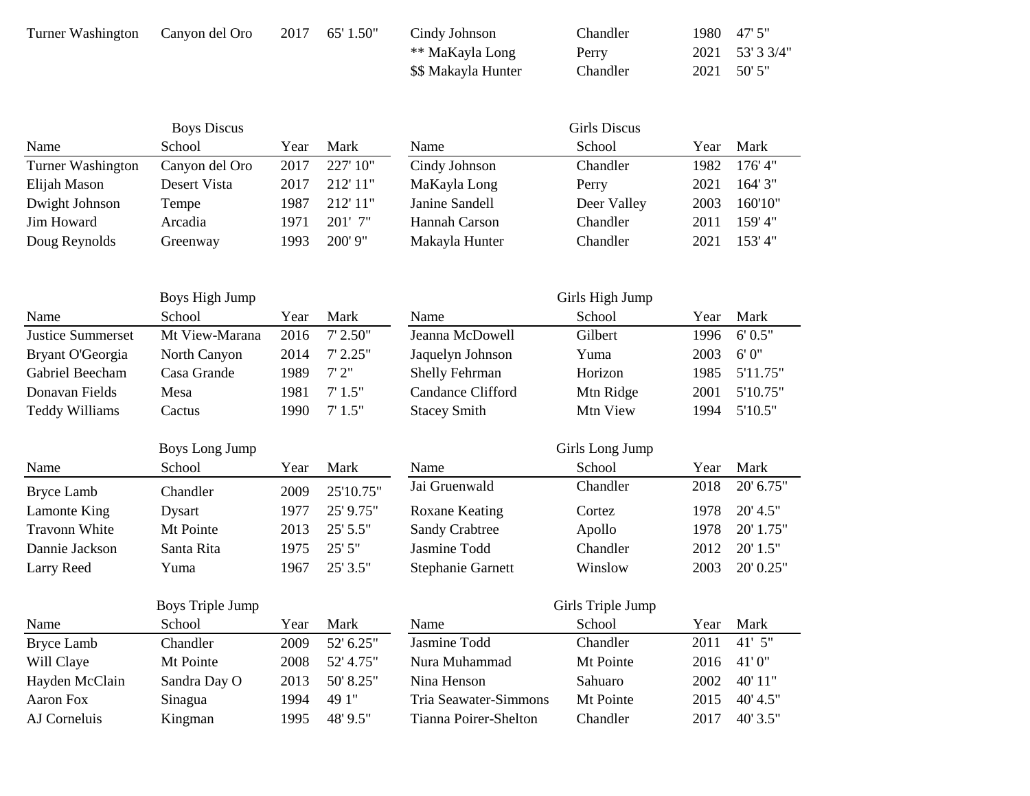| Name | School | Year | Mark | Name | School | Year | Mark |
|---|---|---|---|---|---|---|---|
| Turner Washington | Canyon del Oro | 2017 | 65' 1.50" | Cindy Johnson | Chandler | 1980 | 47' 5" |
| | | | | ** MaKayla Long | Perry | 2021 | 53' 3 3/4" |
| | | | | $$ Makayla Hunter | Chandler | 2021 | 50' 5" |

| Boys Discus | | | | Girls Discus | | | |
|---|---|---|---|---|---|---|---|
| Name | School | Year | Mark | Name | School | Year | Mark |
| Turner Washington | Canyon del Oro | 2017 | 227' 10" | Cindy Johnson | Chandler | 1982 | 176' 4" |
| Elijah Mason | Desert Vista | 2017 | 212' 11" | MaKayla Long | Perry | 2021 | 164' 3" |
| Dwight Johnson | Tempe | 1987 | 212' 11" | Janine Sandell | Deer Valley | 2003 | 160'10" |
| Jim Howard | Arcadia | 1971 | 201' 7" | Hannah Carson | Chandler | 2011 | 159' 4" |
| Doug Reynolds | Greenway | 1993 | 200' 9" | Makayla Hunter | Chandler | 2021 | 153' 4" |

| Boys High Jump | | | | Girls High Jump | | | |
|---|---|---|---|---|---|---|---|
| Name | School | Year | Mark | Name | School | Year | Mark |
| Justice Summerset | Mt View-Marana | 2016 | 7' 2.50" | Jeanna McDowell | Gilbert | 1996 | 6' 0.5" |
| Bryant O'Georgia | North Canyon | 2014 | 7' 2.25" | Jaquelyn Johnson | Yuma | 2003 | 6' 0" |
| Gabriel Beecham | Casa Grande | 1989 | 7' 2" | Shelly Fehrman | Horizon | 1985 | 5'11.75" |
| Donavan Fields | Mesa | 1981 | 7' 1.5" | Candance Clifford | Mtn Ridge | 2001 | 5'10.75" |
| Teddy Williams | Cactus | 1990 | 7' 1.5" | Stacey Smith | Mtn View | 1994 | 5'10.5" |

| Boys Long Jump | | | | Girls Long Jump | | | |
|---|---|---|---|---|---|---|---|
| Name | School | Year | Mark | Name | School | Year | Mark |
| Bryce Lamb | Chandler | 2009 | 25'10.75" | Jai Gruenwald | Chandler | 2018 | 20' 6.75" |
| Lamonte King | Dysart | 1977 | 25' 9.75" | Roxane Keating | Cortez | 1978 | 20' 4.5" |
| Travonn White | Mt Pointe | 2013 | 25' 5.5" | Sandy Crabtree | Apollo | 1978 | 20' 1.75" |
| Dannie Jackson | Santa Rita | 1975 | 25' 5" | Jasmine Todd | Chandler | 2012 | 20' 1.5" |
| Larry Reed | Yuma | 1967 | 25' 3.5" | Stephanie Garnett | Winslow | 2003 | 20' 0.25" |

| Boys Triple Jump | | | | Girls Triple Jump | | | |
|---|---|---|---|---|---|---|---|
| Name | School | Year | Mark | Name | School | Year | Mark |
| Bryce Lamb | Chandler | 2009 | 52' 6.25" | Jasmine Todd | Chandler | 2011 | 41' 5" |
| Will Claye | Mt Pointe | 2008 | 52' 4.75" | Nura Muhammad | Mt Pointe | 2016 | 41' 0" |
| Hayden McClain | Sandra Day O | 2013 | 50' 8.25" | Nina Henson | Sahuaro | 2002 | 40' 11" |
| Aaron Fox | Sinagua | 1994 | 49 1" | Tria Seawater-Simmons | Mt Pointe | 2015 | 40' 4.5" |
| AJ Corneluis | Kingman | 1995 | 48' 9.5" | Tianna Poirer-Shelton | Chandler | 2017 | 40' 3.5" |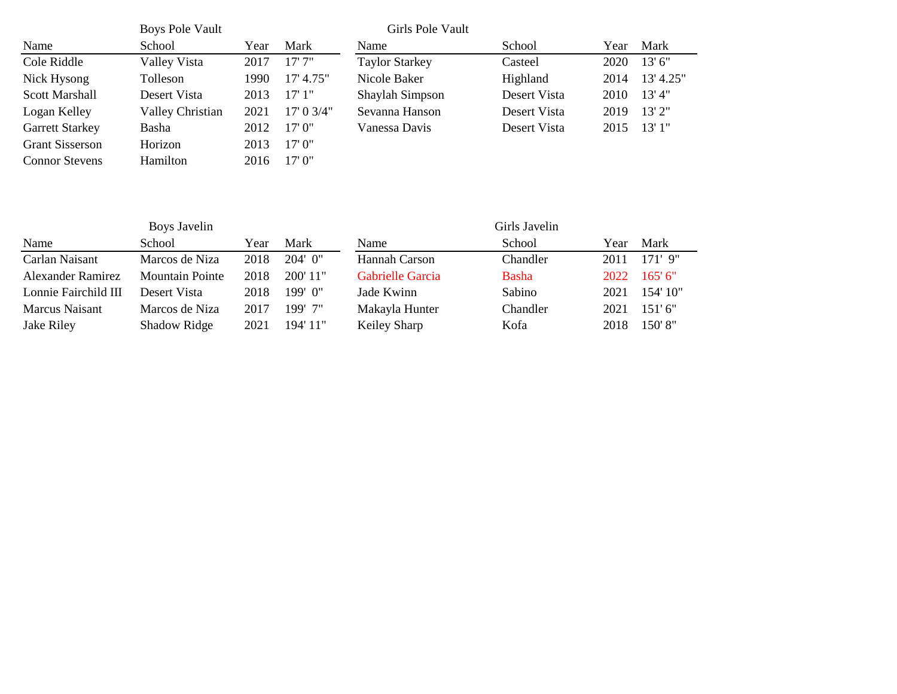### Boys Pole Vault

| Name | School | Year | Mark |
| --- | --- | --- | --- |
| Cole Riddle | Valley Vista | 2017 | 17' 7" |
| Nick Hysong | Tolleson | 1990 | 17' 4.75" |
| Scott Marshall | Desert Vista | 2013 | 17' 1" |
| Logan Kelley | Valley Christian | 2021 | 17' 0 3/4" |
| Garrett Starkey | Basha | 2012 | 17' 0" |
| Grant Sisserson | Horizon | 2013 | 17' 0" |
| Connor Stevens | Hamilton | 2016 | 17' 0" |

### Girls Pole Vault

| Name | School | Year | Mark |
| --- | --- | --- | --- |
| Taylor Starkey | Casteel | 2020 | 13' 6" |
| Nicole Baker | Highland | 2014 | 13' 4.25" |
| Shaylah Simpson | Desert Vista | 2010 | 13' 4" |
| Sevanna Hanson | Desert Vista | 2019 | 13' 2" |
| Vanessa Davis | Desert Vista | 2015 | 13' 1" |

### Boys Javelin

| Name | School | Year | Mark |
| --- | --- | --- | --- |
| Carlan Naisant | Marcos de Niza | 2018 | 204' 0" |
| Alexander Ramirez | Mountain Pointe | 2018 | 200' 11" |
| Lonnie Fairchild III | Desert Vista | 2018 | 199' 0" |
| Marcus Naisant | Marcos de Niza | 2017 | 199' 7" |
| Jake Riley | Shadow Ridge | 2021 | 194' 11" |

### Girls Javelin

| Name | School | Year | Mark |
| --- | --- | --- | --- |
| Hannah Carson | Chandler | 2011 | 171' 9" |
| Gabrielle Garcia | Basha | 2022 | 165' 6" |
| Jade Kwinn | Sabino | 2021 | 154' 10" |
| Makayla Hunter | Chandler | 2021 | 151' 6" |
| Keiley Sharp | Kofa | 2018 | 150' 8" |